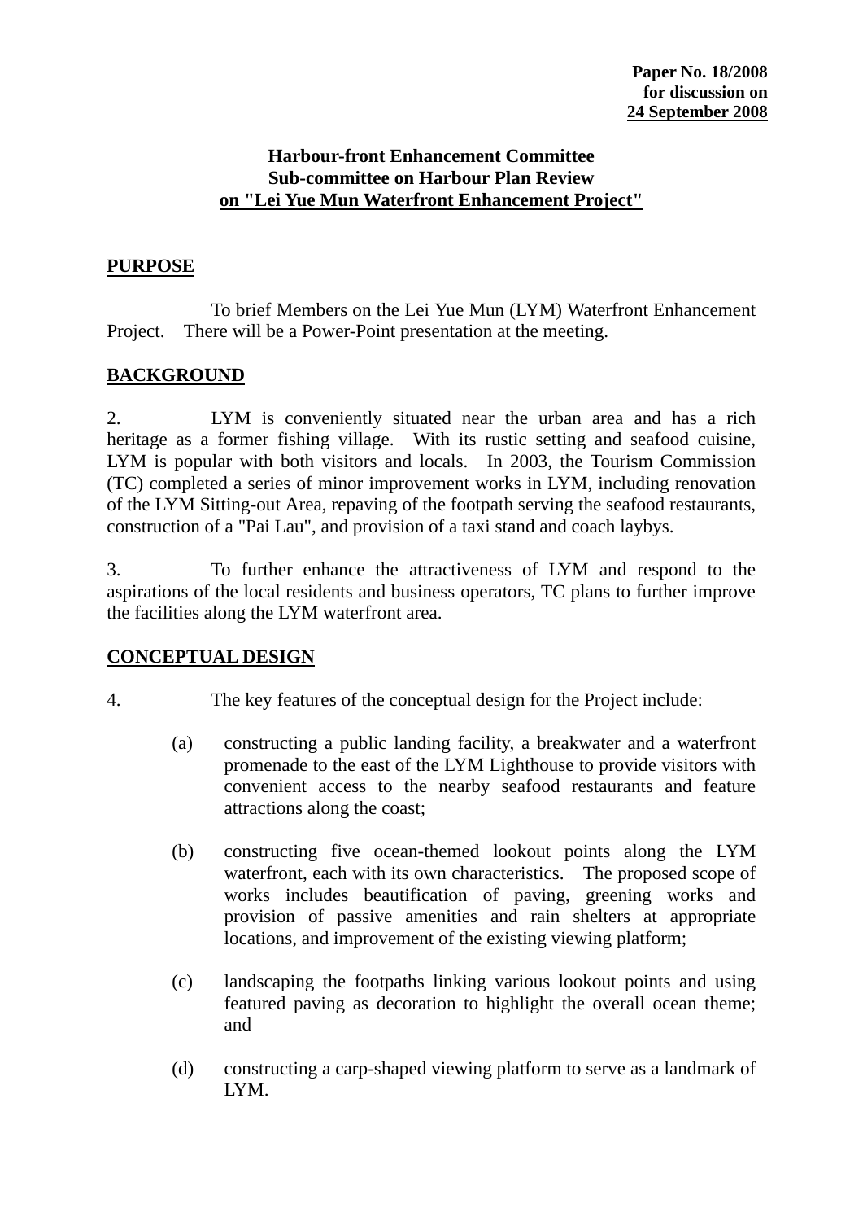**Paper No. 18/2008**
**for discussion on**
**24 September 2008**

# Harbour-front Enhancement Committee
# Sub-committee on Harbour Plan Review
# on "Lei Yue Mun Waterfront Enhancement Project"

## PURPOSE

To brief Members on the Lei Yue Mun (LYM) Waterfront Enhancement Project. There will be a Power-Point presentation at the meeting.

## BACKGROUND

2. LYM is conveniently situated near the urban area and has a rich heritage as a former fishing village. With its rustic setting and seafood cuisine, LYM is popular with both visitors and locals. In 2003, the Tourism Commission (TC) completed a series of minor improvement works in LYM, including renovation of the LYM Sitting-out Area, repaving of the footpath serving the seafood restaurants, construction of a "Pai Lau", and provision of a taxi stand and coach laybys.

3. To further enhance the attractiveness of LYM and respond to the aspirations of the local residents and business operators, TC plans to further improve the facilities along the LYM waterfront area.

## CONCEPTUAL DESIGN

4. The key features of the conceptual design for the Project include:

(a) constructing a public landing facility, a breakwater and a waterfront promenade to the east of the LYM Lighthouse to provide visitors with convenient access to the nearby seafood restaurants and feature attractions along the coast;

(b) constructing five ocean-themed lookout points along the LYM waterfront, each with its own characteristics. The proposed scope of works includes beautification of paving, greening works and provision of passive amenities and rain shelters at appropriate locations, and improvement of the existing viewing platform;

(c) landscaping the footpaths linking various lookout points and using featured paving as decoration to highlight the overall ocean theme; and

(d) constructing a carp-shaped viewing platform to serve as a landmark of LYM.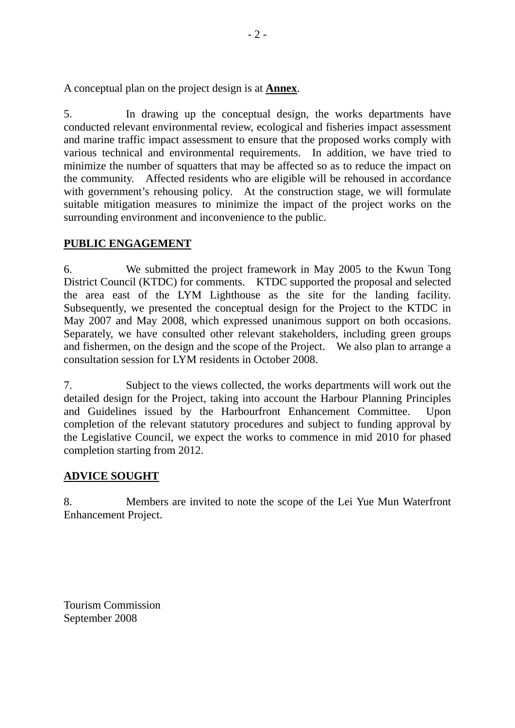A conceptual plan on the project design is at **<u>Annex</u>**.

5. In drawing up the conceptual design, the works departments have conducted relevant environmental review, ecological and fisheries impact assessment and marine traffic impact assessment to ensure that the proposed works comply with various technical and environmental requirements. In addition, we have tried to minimize the number of squatters that may be affected so as to reduce the impact on the community. Affected residents who are eligible will be rehoused in accordance with government's rehousing policy. At the construction stage, we will formulate suitable mitigation measures to minimize the impact of the project works on the surrounding environment and inconvenience to the public.

## <u>PUBLIC ENGAGEMENT</u>

6. We submitted the project framework in May 2005 to the Kwun Tong District Council (KTDC) for comments. KTDC supported the proposal and selected the area east of the LYM Lighthouse as the site for the landing facility. Subsequently, we presented the conceptual design for the Project to the KTDC in May 2007 and May 2008, which expressed unanimous support on both occasions. Separately, we have consulted other relevant stakeholders, including green groups and fishermen, on the design and the scope of the Project. We also plan to arrange a consultation session for LYM residents in October 2008.

7. Subject to the views collected, the works departments will work out the detailed design for the Project, taking into account the Harbour Planning Principles and Guidelines issued by the Harbourfront Enhancement Committee. Upon completion of the relevant statutory procedures and subject to funding approval by the Legislative Council, we expect the works to commence in mid 2010 for phased completion starting from 2012.

## <u>ADVICE SOUGHT</u>

8. Members are invited to note the scope of the Lei Yue Mun Waterfront Enhancement Project.

Tourism Commission
September 2008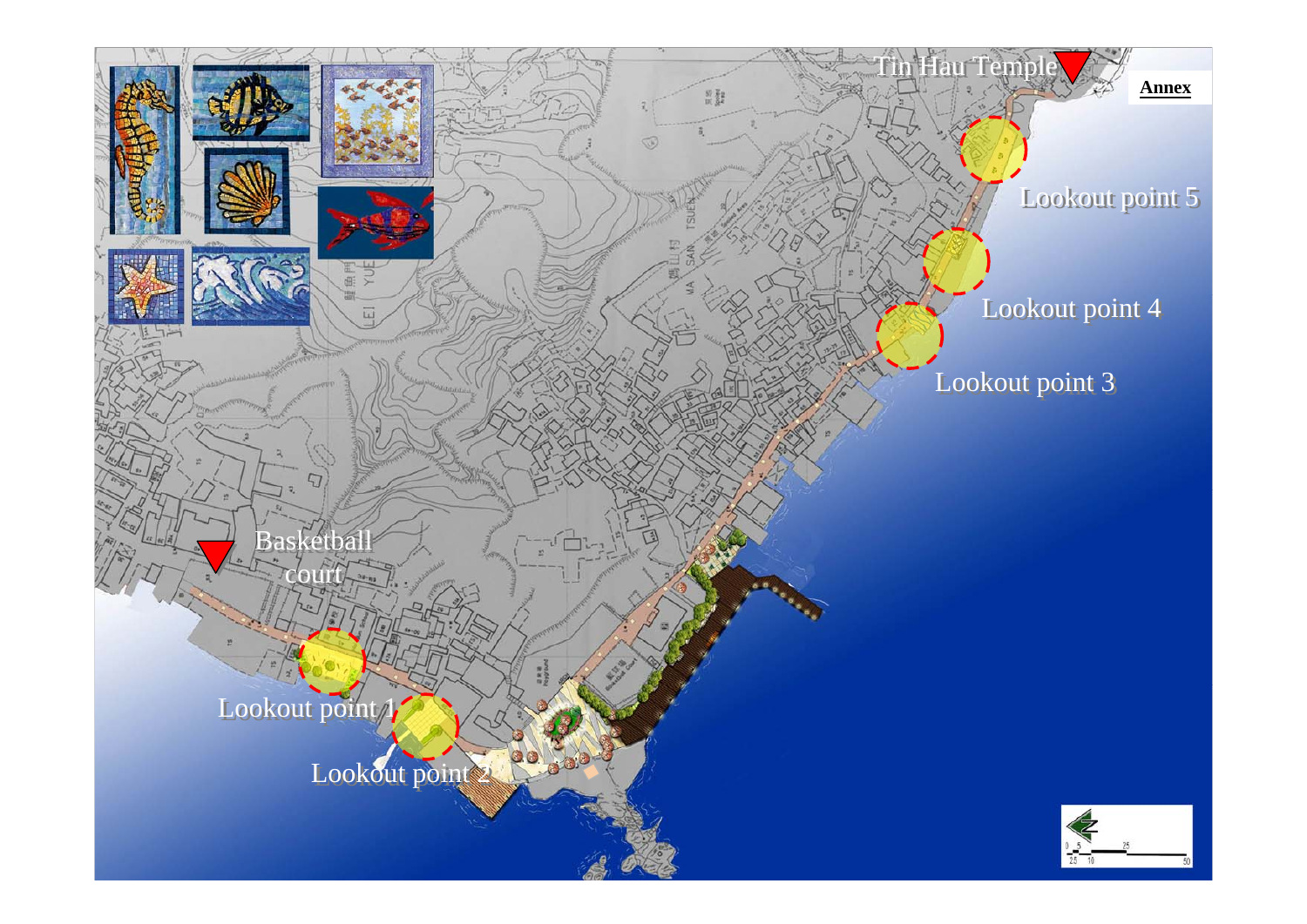Annex

Tin Hau Temple

Lookout point 5

Lookout point 4

Lookout point 3

Basketball court

Lookout point 1

Lookout point 2